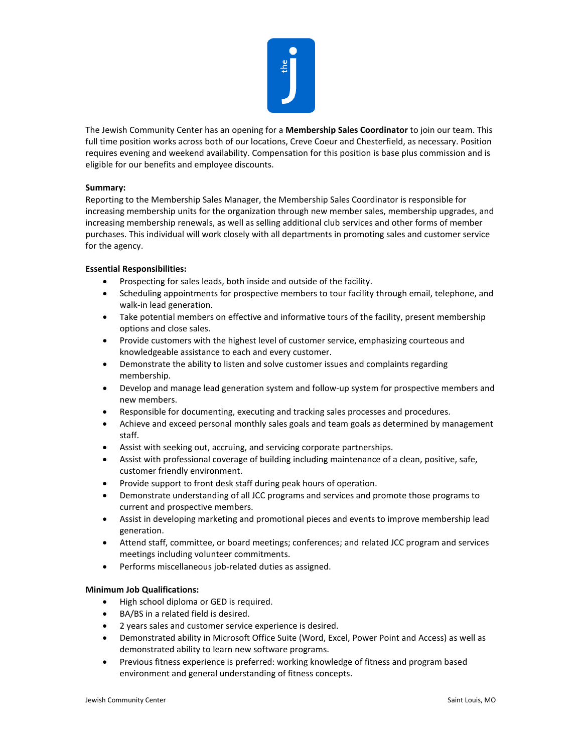The Jewish Community Center has an opening for a **Membership Sales Coordinator** to join our team. This full time position works across both of our locations, Creve Coeur and Chesterfield, as necessary. Position requires evening and weekend availability. Compensation for this position is base plus commission and is eligible for our benefits and employee discounts.

**Summary:**

Reporting to the Membership Sales Manager, the Membership Sales Coordinator is responsible for increasing membership units for the organization through new member sales, membership upgrades, and increasing membership renewals, as well as selling additional club services and other forms of member purchases. This individual will work closely with all departments in promoting sales and customer service for the agency.

**Essential Responsibilities:**

- Prospecting for sales leads, both inside and outside of the facility.
- Scheduling appointments for prospective members to tour facility through email, telephone, and walk-in lead generation.
- Take potential members on effective and informative tours of the facility, present membership options and close sales.
- Provide customers with the highest level of customer service, emphasizing courteous and knowledgeable assistance to each and every customer.
- Demonstrate the ability to listen and solve customer issues and complaints regarding membership.
- Develop and manage lead generation system and follow-up system for prospective members and new members.
- Responsible for documenting, executing and tracking sales processes and procedures.
- Achieve and exceed personal monthly sales goals and team goals as determined by management staff.
- Assist with seeking out, accruing, and servicing corporate partnerships.
- Assist with professional coverage of building including maintenance of a clean, positive, safe, customer friendly environment.
- Provide support to front desk staff during peak hours of operation.
- Demonstrate understanding of all JCC programs and services and promote those programs to current and prospective members.
- Assist in developing marketing and promotional pieces and events to improve membership lead generation.
- Attend staff, committee, or board meetings; conferences; and related JCC program and services meetings including volunteer commitments.
- Performs miscellaneous job-related duties as assigned.

**Minimum Job Qualifications:**

- High school diploma or GED is required.
- BA/BS in a related field is desired.
- 2 years sales and customer service experience is desired.
- Demonstrated ability in Microsoft Office Suite (Word, Excel, Power Point and Access) as well as demonstrated ability to learn new software programs.
- Previous fitness experience is preferred: working knowledge of fitness and program based environment and general understanding of fitness concepts.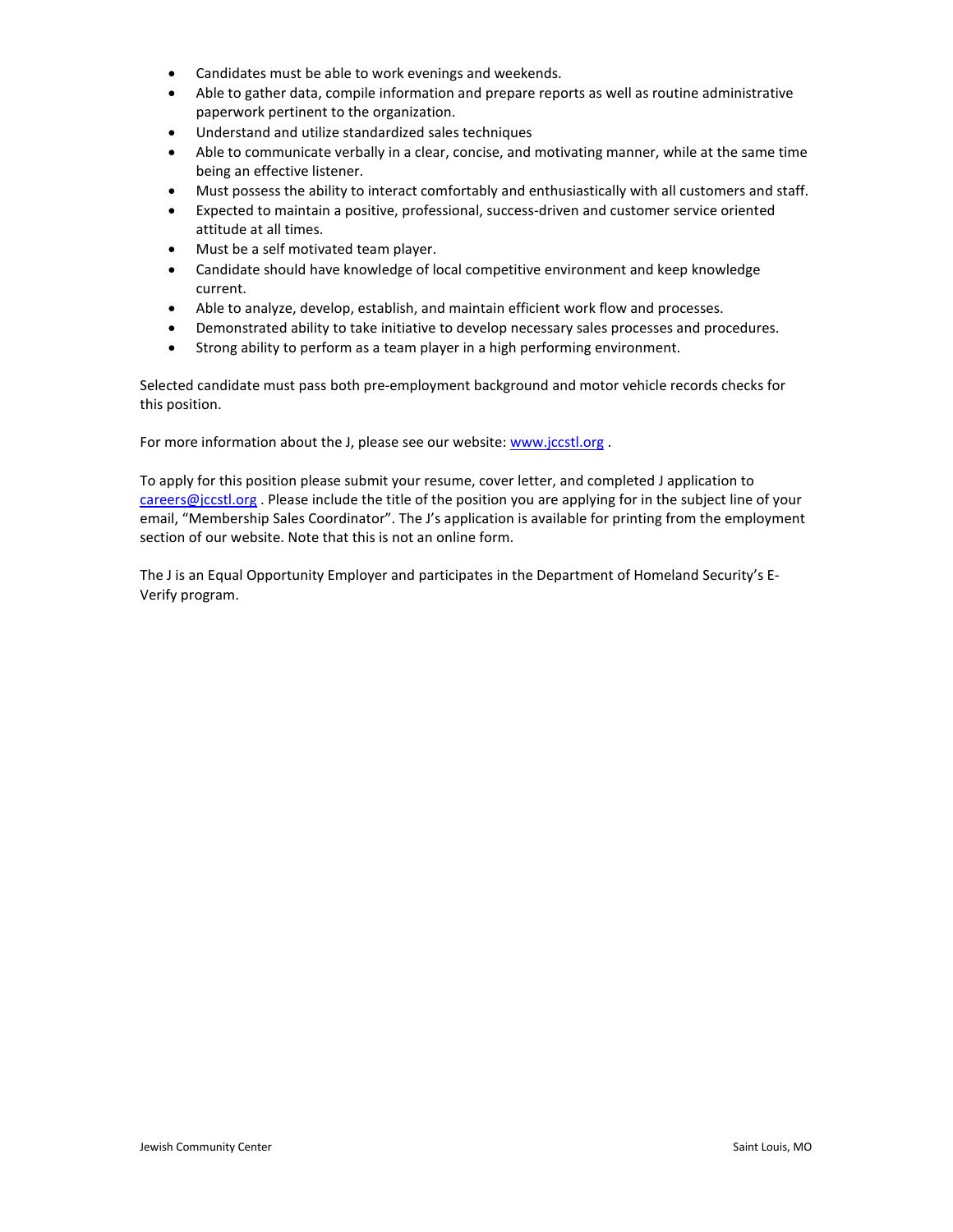- Candidates must be able to work evenings and weekends.
- Able to gather data, compile information and prepare reports as well as routine administrative paperwork pertinent to the organization.
- Understand and utilize standardized sales techniques
- Able to communicate verbally in a clear, concise, and motivating manner, while at the same time being an effective listener.
- Must possess the ability to interact comfortably and enthusiastically with all customers and staff.
- Expected to maintain a positive, professional, success-driven and customer service oriented attitude at all times.
- Must be a self motivated team player.
- Candidate should have knowledge of local competitive environment and keep knowledge current.
- Able to analyze, develop, establish, and maintain efficient work flow and processes.
- Demonstrated ability to take initiative to develop necessary sales processes and procedures.
- Strong ability to perform as a team player in a high performing environment.

Selected candidate must pass both pre-employment background and motor vehicle records checks for this position.

For more information about the J, please see our website: www.jccstl.org .

To apply for this position please submit your resume, cover letter, and completed J application to careers@jccstl.org . Please include the title of the position you are applying for in the subject line of your email, "Membership Sales Coordinator". The J's application is available for printing from the employment section of our website. Note that this is not an online form.

The J is an Equal Opportunity Employer and participates in the Department of Homeland Security's E-Verify program.